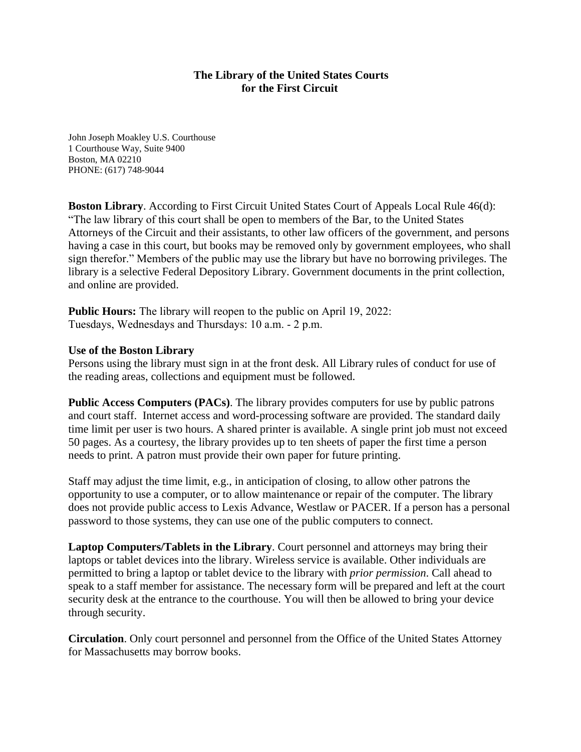# The Library of the United States Courts for the First Circuit

John Joseph Moakley U.S. Courthouse
1 Courthouse Way, Suite 9400
Boston, MA 02210
PHONE: (617) 748-9044

**Boston Library**. According to First Circuit United States Court of Appeals Local Rule 46(d): "The law library of this court shall be open to members of the Bar, to the United States Attorneys of the Circuit and their assistants, to other law officers of the government, and persons having a case in this court, but books may be removed only by government employees, who shall sign therefor." Members of the public may use the library but have no borrowing privileges. The library is a selective Federal Depository Library. Government documents in the print collection, and online are provided.

**Public Hours:** The library will reopen to the public on April 19, 2022:
Tuesdays, Wednesdays and Thursdays: 10 a.m. - 2 p.m.

**Use of the Boston Library**

Persons using the library must sign in at the front desk. All Library rules of conduct for use of the reading areas, collections and equipment must be followed.

**Public Access Computers (PACs)**. The library provides computers for use by public patrons and court staff. Internet access and word-processing software are provided. The standard daily time limit per user is two hours. A shared printer is available. A single print job must not exceed 50 pages. As a courtesy, the library provides up to ten sheets of paper the first time a person needs to print. A patron must provide their own paper for future printing.

Staff may adjust the time limit, e.g., in anticipation of closing, to allow other patrons the opportunity to use a computer, or to allow maintenance or repair of the computer. The library does not provide public access to Lexis Advance, Westlaw or PACER. If a person has a personal password to those systems, they can use one of the public computers to connect.

**Laptop Computers/Tablets in the Library**. Court personnel and attorneys may bring their laptops or tablet devices into the library. Wireless service is available. Other individuals are permitted to bring a laptop or tablet device to the library with *prior permission*. Call ahead to speak to a staff member for assistance. The necessary form will be prepared and left at the court security desk at the entrance to the courthouse. You will then be allowed to bring your device through security.

**Circulation**. Only court personnel and personnel from the Office of the United States Attorney for Massachusetts may borrow books.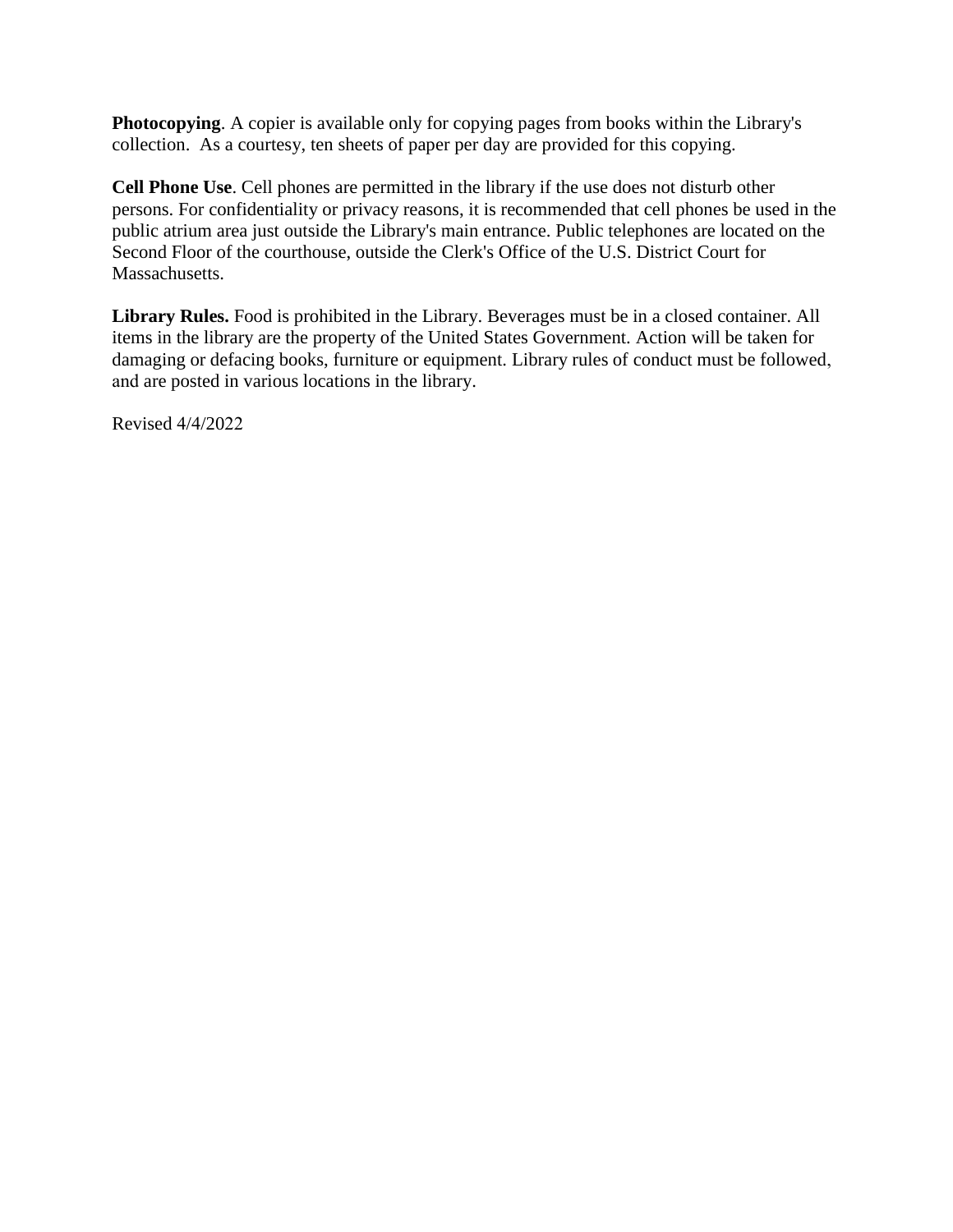**Photocopying**. A copier is available only for copying pages from books within the Library's collection. As a courtesy, ten sheets of paper per day are provided for this copying.

**Cell Phone Use**. Cell phones are permitted in the library if the use does not disturb other persons. For confidentiality or privacy reasons, it is recommended that cell phones be used in the public atrium area just outside the Library's main entrance. Public telephones are located on the Second Floor of the courthouse, outside the Clerk's Office of the U.S. District Court for Massachusetts.

**Library Rules.** Food is prohibited in the Library. Beverages must be in a closed container. All items in the library are the property of the United States Government. Action will be taken for damaging or defacing books, furniture or equipment. Library rules of conduct must be followed, and are posted in various locations in the library.

Revised 4/4/2022